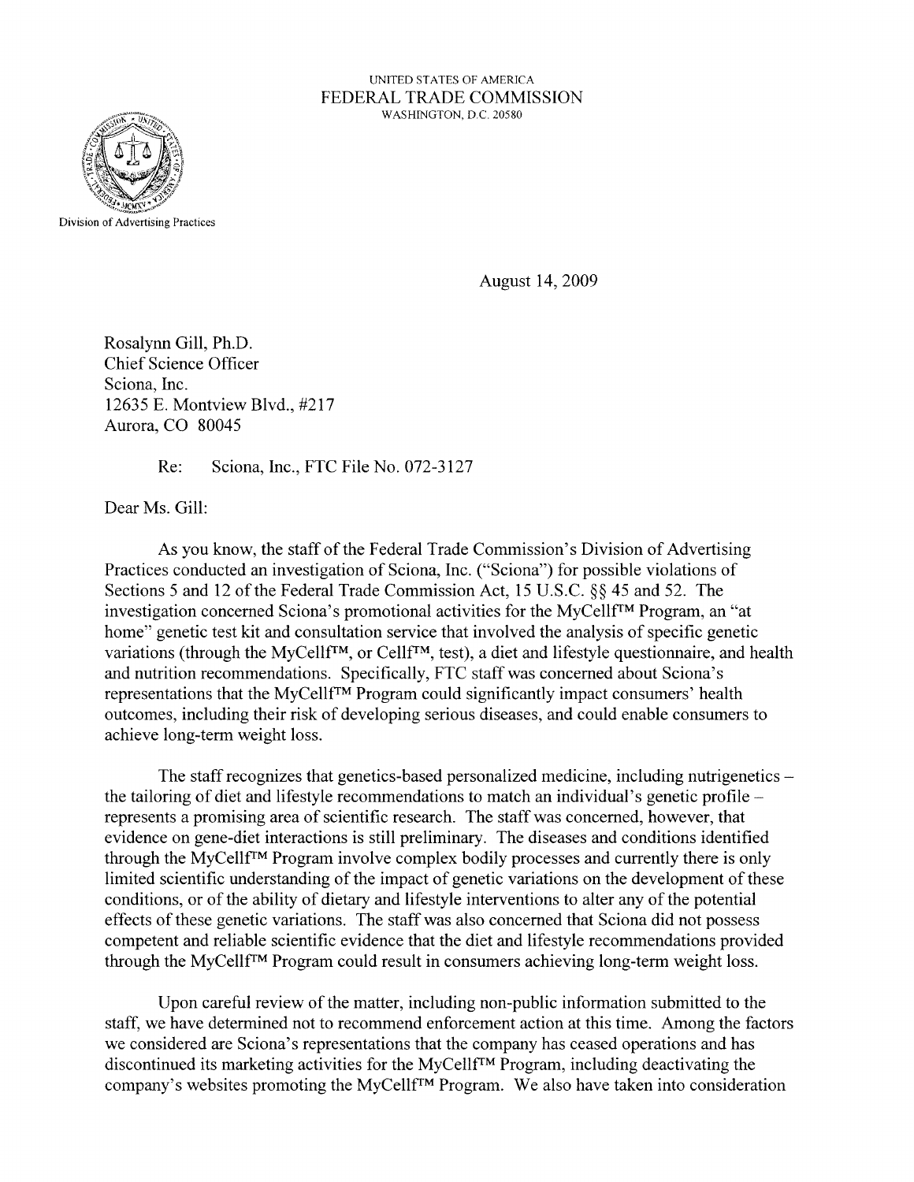UNITED STATES OF AMERICA
FEDERAL TRADE COMMISSION
WASHINGTON, D.C. 20580

Division of Advertising Practices

August 14, 2009

Rosalynn Gill, Ph.D.
Chief Science Officer
Sciona, Inc.
12635 E. Montview Blvd., #217
Aurora, CO 80045

Re: Sciona, Inc., FTC File No. 072-3127

Dear Ms. Gill:

As you know, the staff of the Federal Trade Commission's Division of Advertising Practices conducted an investigation of Sciona, Inc. ("Sciona") for possible violations of Sections 5 and 12 of the Federal Trade Commission Act, 15 U.S.C. §§ 45 and 52. The investigation concerned Sciona's promotional activities for the MyCellf™ Program, an "at home" genetic test kit and consultation service that involved the analysis of specific genetic variations (through the MyCellf™, or Cellf™, test), a diet and lifestyle questionnaire, and health and nutrition recommendations. Specifically, FTC staff was concerned about Sciona's representations that the MyCellf™ Program could significantly impact consumers' health outcomes, including their risk of developing serious diseases, and could enable consumers to achieve long-term weight loss.

The staff recognizes that genetics-based personalized medicine, including nutrigenetics – the tailoring of diet and lifestyle recommendations to match an individual's genetic profile – represents a promising area of scientific research. The staff was concerned, however, that evidence on gene-diet interactions is still preliminary. The diseases and conditions identified through the MyCellf™ Program involve complex bodily processes and currently there is only limited scientific understanding of the impact of genetic variations on the development of these conditions, or of the ability of dietary and lifestyle interventions to alter any of the potential effects of these genetic variations. The staff was also concerned that Sciona did not possess competent and reliable scientific evidence that the diet and lifestyle recommendations provided through the MyCellf™ Program could result in consumers achieving long-term weight loss.

Upon careful review of the matter, including non-public information submitted to the staff, we have determined not to recommend enforcement action at this time. Among the factors we considered are Sciona's representations that the company has ceased operations and has discontinued its marketing activities for the MyCellf™ Program, including deactivating the company's websites promoting the MyCellf™ Program. We also have taken into consideration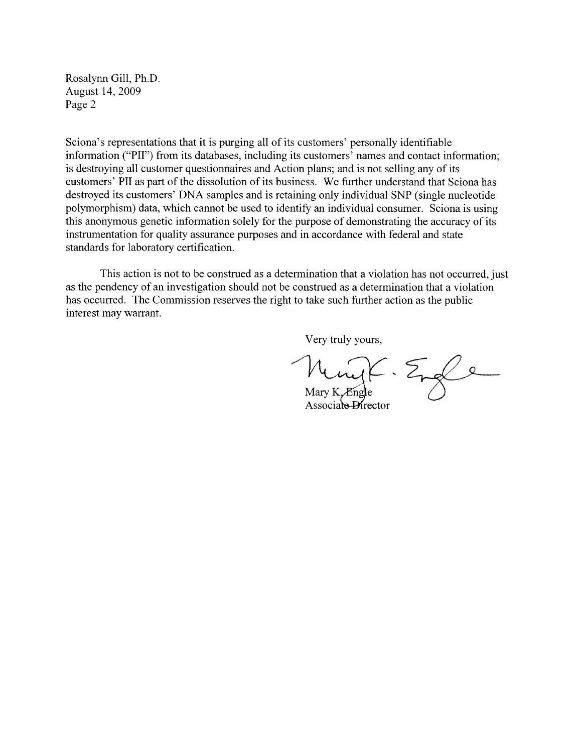Rosalynn Gill, Ph.D.
August 14, 2009
Page 2

Sciona's representations that it is purging all of its customers' personally identifiable information ("PII") from its databases, including its customers' names and contact information; is destroying all customer questionnaires and Action plans; and is not selling any of its customers' PII as part of the dissolution of its business. We further understand that Sciona has destroyed its customers' DNA samples and is retaining only individual SNP (single nucleotide polymorphism) data, which cannot be used to identify an individual consumer. Sciona is using this anonymous genetic information solely for the purpose of demonstrating the accuracy of its instrumentation for quality assurance purposes and in accordance with federal and state standards for laboratory certification.

This action is not to be construed as a determination that a violation has not occurred, just as the pendency of an investigation should not be construed as a determination that a violation has occurred. The Commission reserves the right to take such further action as the public interest may warrant.

Very truly yours,

Mary K. Engle
Associate Director